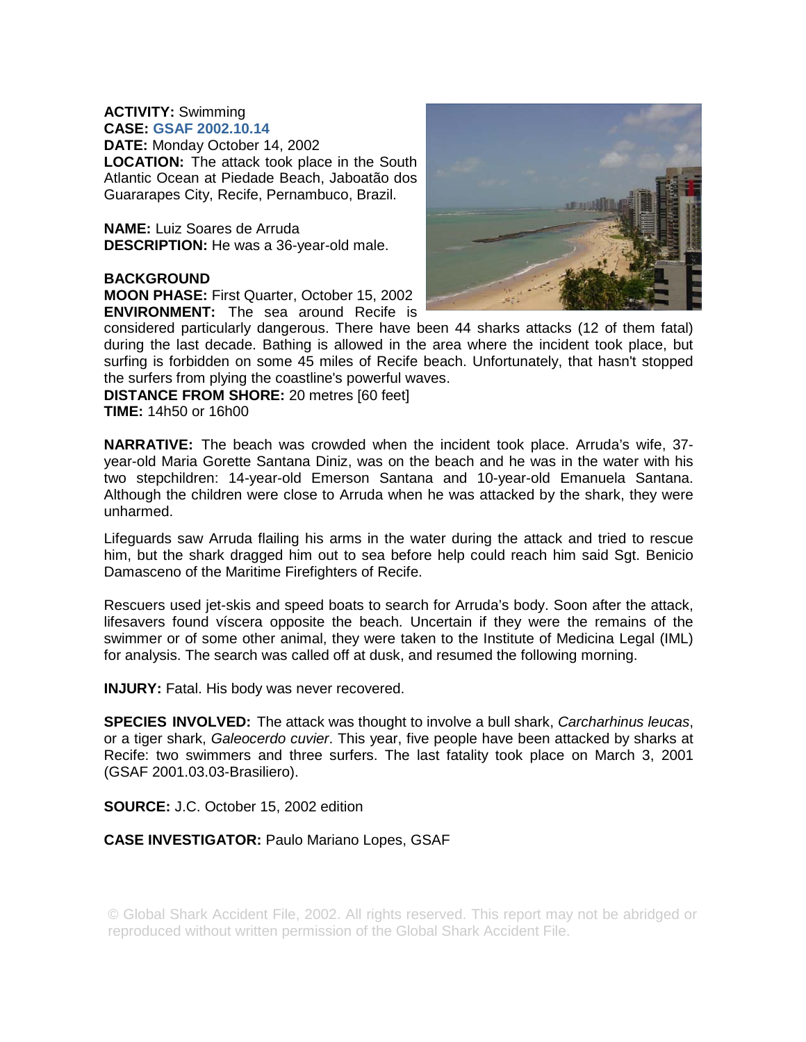**ACTIVITY:** Swimming
**CASE:** GSAF 2002.10.14
**DATE:** Monday October 14, 2002
**LOCATION:** The attack took place in the South Atlantic Ocean at Piedade Beach, Jaboatão dos Guararapes City, Recife, Pernambuco, Brazil.

**NAME:** Luiz Soares de Arruda
**DESCRIPTION:** He was a 36-year-old male.

**BACKGROUND**
**MOON PHASE:** First Quarter, October 15, 2002
**ENVIRONMENT:** The sea around Recife is considered particularly dangerous. There have been 44 sharks attacks (12 of them fatal) during the last decade. Bathing is allowed in the area where the incident took place, but surfing is forbidden on some 45 miles of Recife beach. Unfortunately, that hasn't stopped the surfers from plying the coastline's powerful waves.
**DISTANCE FROM SHORE:** 20 metres [60 feet]
**TIME:** 14h50 or 16h00

**NARRATIVE:** The beach was crowded when the incident took place. Arruda's wife, 37-year-old Maria Gorette Santana Diniz, was on the beach and he was in the water with his two stepchildren: 14-year-old Emerson Santana and 10-year-old Emanuela Santana. Although the children were close to Arruda when he was attacked by the shark, they were unharmed.

Lifeguards saw Arruda flailing his arms in the water during the attack and tried to rescue him, but the shark dragged him out to sea before help could reach him said Sgt. Benicio Damasceno of the Maritime Firefighters of Recife.

Rescuers used jet-skis and speed boats to search for Arruda's body. Soon after the attack, lifesavers found víscera opposite the beach. Uncertain if they were the remains of the swimmer or of some other animal, they were taken to the Institute of Medicina Legal (IML) for analysis. The search was called off at dusk, and resumed the following morning.

**INJURY:** Fatal. His body was never recovered.

**SPECIES INVOLVED:** The attack was thought to involve a bull shark, *Carcharhinus leucas*, or a tiger shark, *Galeocerdo cuvier*. This year, five people have been attacked by sharks at Recife: two swimmers and three surfers. The last fatality took place on March 3, 2001 (GSAF 2001.03.03-Brasiliero).

**SOURCE:** J.C. October 15, 2002 edition

**CASE INVESTIGATOR:** Paulo Mariano Lopes, GSAF

© Global Shark Accident File, 2002. All rights reserved. This report may not be abridged or reproduced without written permission of the Global Shark Accident File.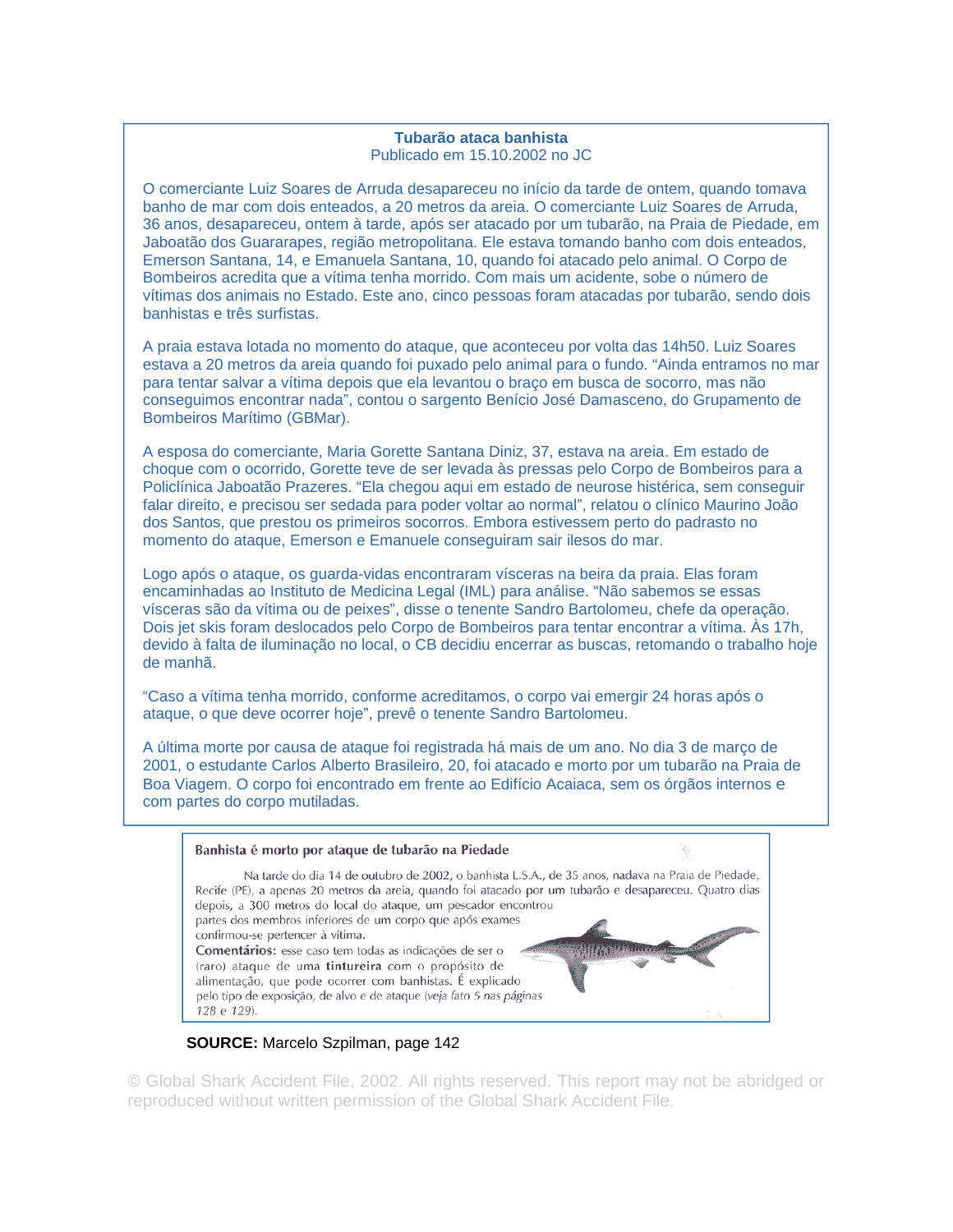**Tubarão ataca banhista**
Publicado em 15.10.2002 no JC

O comerciante Luiz Soares de Arruda desapareceu no início da tarde de ontem, quando tomava banho de mar com dois enteados, a 20 metros da areia. O comerciante Luiz Soares de Arruda, 36 anos, desapareceu, ontem à tarde, após ser atacado por um tubarão, na Praia de Piedade, em Jaboatão dos Guararapes, região metropolitana. Ele estava tomando banho com dois enteados, Emerson Santana, 14, e Emanuela Santana, 10, quando foi atacado pelo animal. O Corpo de Bombeiros acredita que a vítima tenha morrido. Com mais um acidente, sobe o número de vítimas dos animais no Estado. Este ano, cinco pessoas foram atacadas por tubarão, sendo dois banhistas e três surfistas.

A praia estava lotada no momento do ataque, que aconteceu por volta das 14h50. Luiz Soares estava a 20 metros da areia quando foi puxado pelo animal para o fundo. "Ainda entramos no mar para tentar salvar a vítima depois que ela levantou o braço em busca de socorro, mas não conseguimos encontrar nada", contou o sargento Benício José Damasceno, do Grupamento de Bombeiros Marítimo (GBMar).

A esposa do comerciante, Maria Gorette Santana Diniz, 37, estava na areia. Em estado de choque com o ocorrido, Gorette teve de ser levada às pressas pelo Corpo de Bombeiros para a Policlínica Jaboatão Prazeres. "Ela chegou aqui em estado de neurose histérica, sem conseguir falar direito, e precisou ser sedada para poder voltar ao normal", relatou o clínico Maurino João dos Santos, que prestou os primeiros socorros. Embora estivessem perto do padrasto no momento do ataque, Emerson e Emanuele conseguiram sair ilesos do mar.

Logo após o ataque, os guarda-vidas encontraram vísceras na beira da praia. Elas foram encaminhadas ao Instituto de Medicina Legal (IML) para análise. "Não sabemos se essas vísceras são da vítima ou de peixes", disse o tenente Sandro Bartolomeu, chefe da operação. Dois jet skis foram deslocados pelo Corpo de Bombeiros para tentar encontrar a vítima. Às 17h, devido à falta de iluminação no local, o CB decidiu encerrar as buscas, retomando o trabalho hoje de manhã.

"Caso a vítima tenha morrido, conforme acreditamos, o corpo vai emergir 24 horas após o ataque, o que deve ocorrer hoje", prevê o tenente Sandro Bartolomeu.

A última morte por causa de ataque foi registrada há mais de um ano. No dia 3 de março de 2001, o estudante Carlos Alberto Brasileiro, 20, foi atacado e morto por um tubarão na Praia de Boa Viagem. O corpo foi encontrado em frente ao Edifício Acaiaca, sem os órgãos internos e com partes do corpo mutiladas.

**Banhista é morto por ataque de tubarão na Piedade**

Na tarde do dia 14 de outubro de 2002, o banhista L.S.A., de 35 anos, nadava na Praia de Piedade, Recife (PE), a apenas 20 metros da areia, quando foi atacado por um tubarão e desapareceu. Quatro dias depois, a 300 metros do local do ataque, um pescador encontrou partes dos membros inferiores de um corpo que após exames confirmou-se pertencer à vítima.

**Comentários:** esse caso tem todas as indicações de ser o (raro) ataque de uma **tintureira** com o propósito de alimentação, que pode ocorrer com banhistas. É explicado pelo tipo de exposição, de alvo e de ataque (*veja fato 5 nas páginas 128 e 129*).

**SOURCE:** Marcelo Szpilman, page 142

© Global Shark Accident File, 2002. All rights reserved. This report may not be abridged or reproduced without written permission of the Global Shark Accident File.